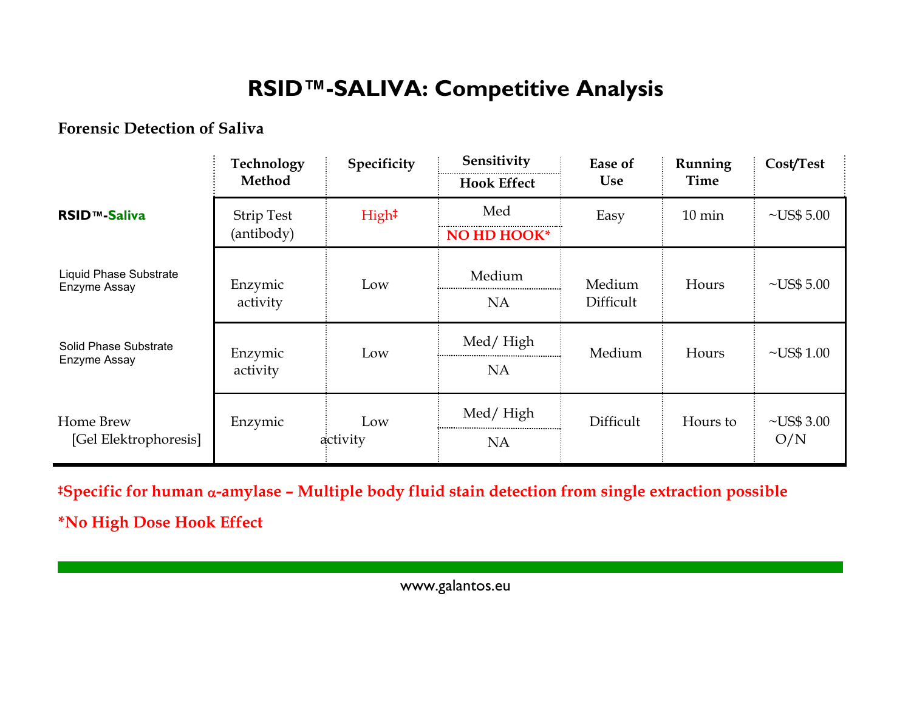# RSID™-SALIVA: Competitive Analysis

**Forensic Detection of Saliva**

| | Technology Method | Specificity | Sensitivity / Hook Effect | Ease of Use | Running Time | Cost/Test |
|---|---|---|---|---|---|---|
| **RSID™-Saliva** | Strip Test (antibody) | High‡ | Med / **NO HD HOOK*** | Easy | 10 min | ~US$ 5.00 |
| Liquid Phase Substrate Enzyme Assay | Enzymic activity | Low | Medium / NA | Medium Difficult | Hours | ~US$ 5.00 |
| Solid Phase Substrate Enzyme Assay | Enzymic activity | Low | Med/ High / NA | Medium | Hours | ~US$ 1.00 |
| Home Brew [Gel Elektrophoresis] | Enzymic activity | Low | Med/ High / NA | Difficult | Hours to O/N | ~US$ 3.00 |

**‡Specific for human α-amylase – Multiple body fluid stain detection from single extraction possible**

***No High Dose Hook Effect**

www.galantos.eu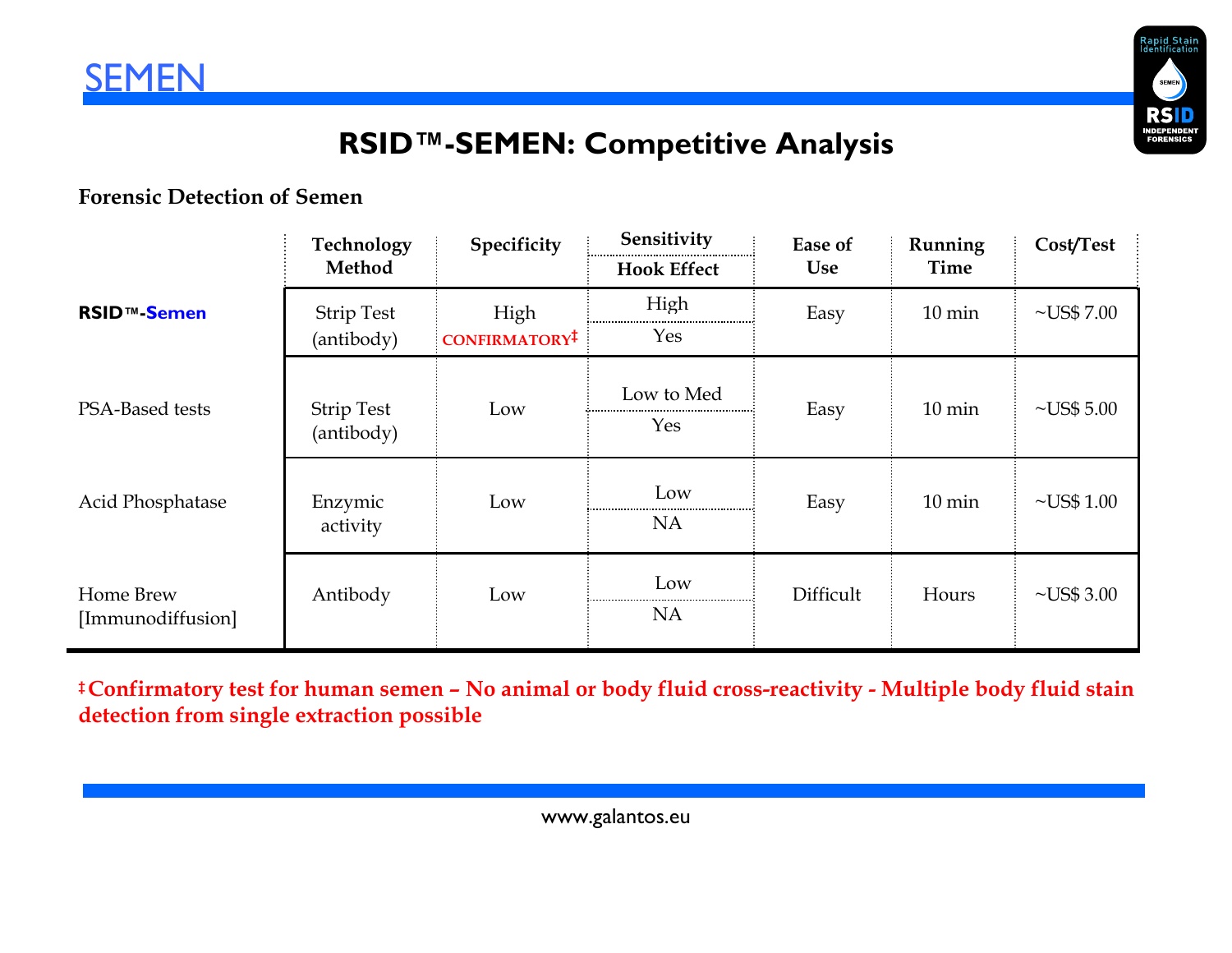SEMEN

# RSID™-SEMEN: Competitive Analysis

### Forensic Detection of Semen

| | Technology Method | Specificity | Sensitivity / Hook Effect | Ease of Use | Running Time | Cost/Test |
|---|---|---|---|---|---|---|
| **RSID™-Semen** | Strip Test (antibody) | High **CONFIRMATORY‡** | High / Yes | Easy | 10 min | ~US$ 7.00 |
| PSA-Based tests | Strip Test (antibody) | Low | Low to Med / Yes | Easy | 10 min | ~US$ 5.00 |
| Acid Phosphatase | Enzymic activity | Low | Low / NA | Easy | 10 min | ~US$ 1.00 |
| Home Brew [Immunodiffusion] | Antibody | Low | Low / NA | Difficult | Hours | ~US$ 3.00 |

**‡Confirmatory test for human semen – No animal or body fluid cross-reactivity - Multiple body fluid stain detection from single extraction possible**

www.galantos.eu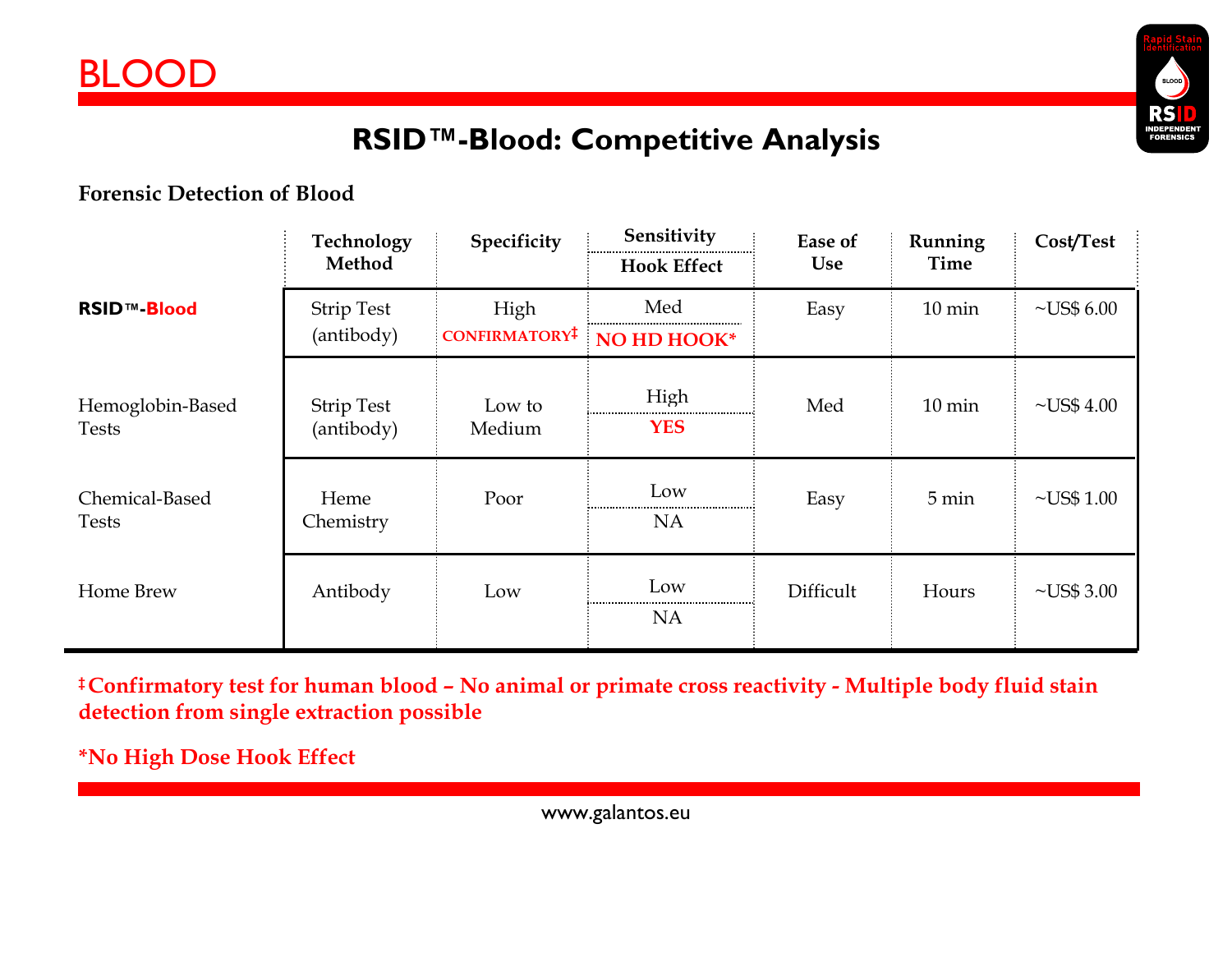# BLOOD

## RSID™-Blood: Competitive Analysis

**Forensic Detection of Blood**

| | Technology Method | Specificity | Sensitivity / Hook Effect | Ease of Use | Running Time | Cost/Test |
|---|---|---|---|---|---|---|
| **RSID™-Blood** | Strip Test (antibody) | High CONFIRMATORY‡ | Med / NO HD HOOK* | Easy | 10 min | ~US$ 6.00 |
| Hemoglobin-Based Tests | Strip Test (antibody) | Low to Medium | High / YES | Med | 10 min | ~US$ 4.00 |
| Chemical-Based Tests | Heme Chemistry | Poor | Low / NA | Easy | 5 min | ~US$ 1.00 |
| Home Brew | Antibody | Low | Low / NA | Difficult | Hours | ~US$ 3.00 |

**‡Confirmatory test for human blood – No animal or primate cross reactivity - Multiple body fluid stain detection from single extraction possible**

**\*No High Dose Hook Effect**

www.galantos.eu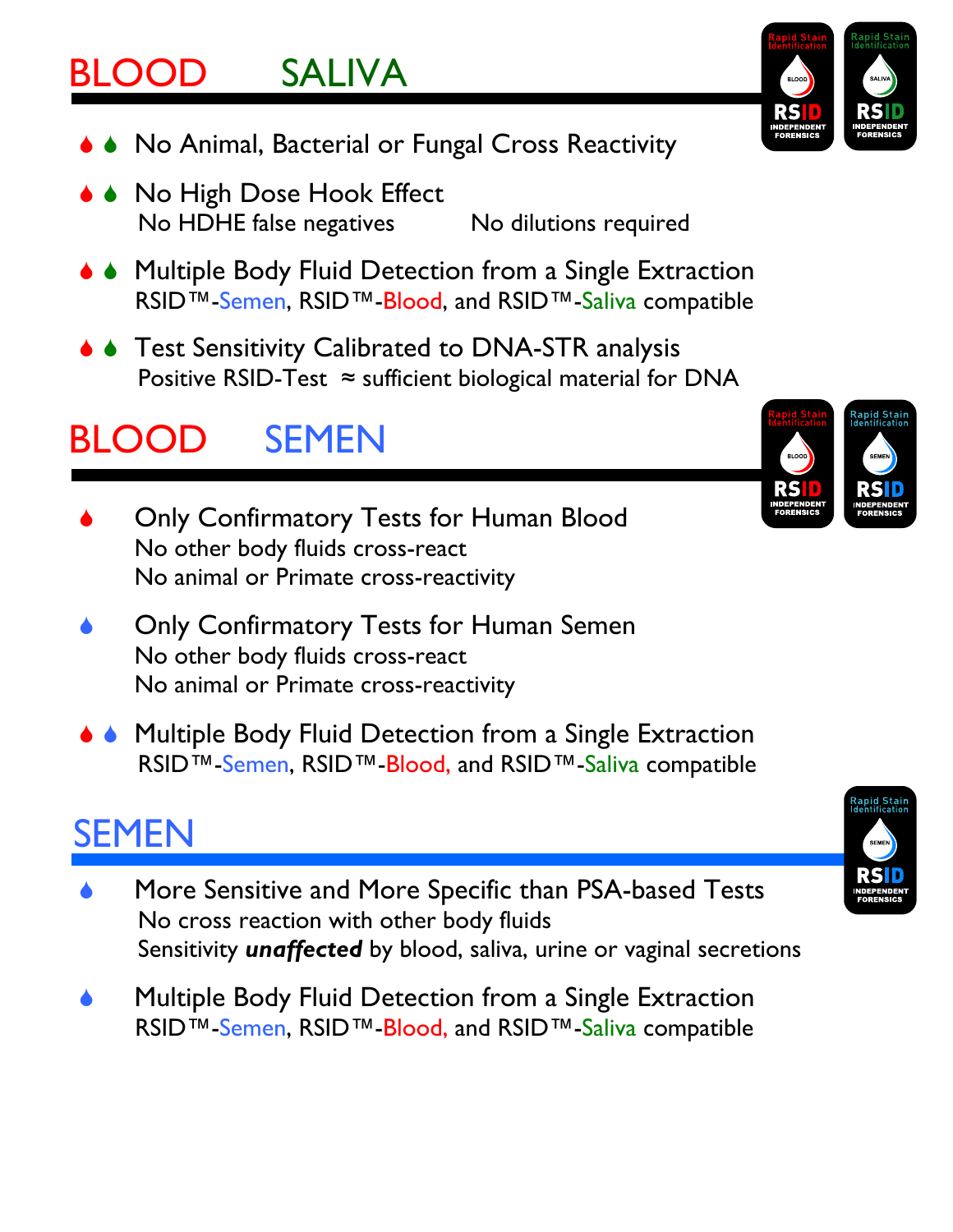## BLOOD SALIVA

- No Animal, Bacterial or Fungal Cross Reactivity
- No High Dose Hook Effect
  No HDHE false negatives No dilutions required
- Multiple Body Fluid Detection from a Single Extraction
  RSID™-Semen, RSID™-Blood, and RSID™-Saliva compatible
- Test Sensitivity Calibrated to DNA-STR analysis
  Positive RSID-Test ≈ sufficient biological material for DNA

## BLOOD SEMEN

- Only Confirmatory Tests for Human Blood
  No other body fluids cross-react
  No animal or Primate cross-reactivity
- Only Confirmatory Tests for Human Semen
  No other body fluids cross-react
  No animal or Primate cross-reactivity
- Multiple Body Fluid Detection from a Single Extraction
  RSID™-Semen, RSID™-Blood, and RSID™-Saliva compatible

## SEMEN

- More Sensitive and More Specific than PSA-based Tests
  No cross reaction with other body fluids
  Sensitivity ***unaffected*** by blood, saliva, urine or vaginal secretions
- Multiple Body Fluid Detection from a Single Extraction
  RSID™-Semen, RSID™-Blood, and RSID™-Saliva compatible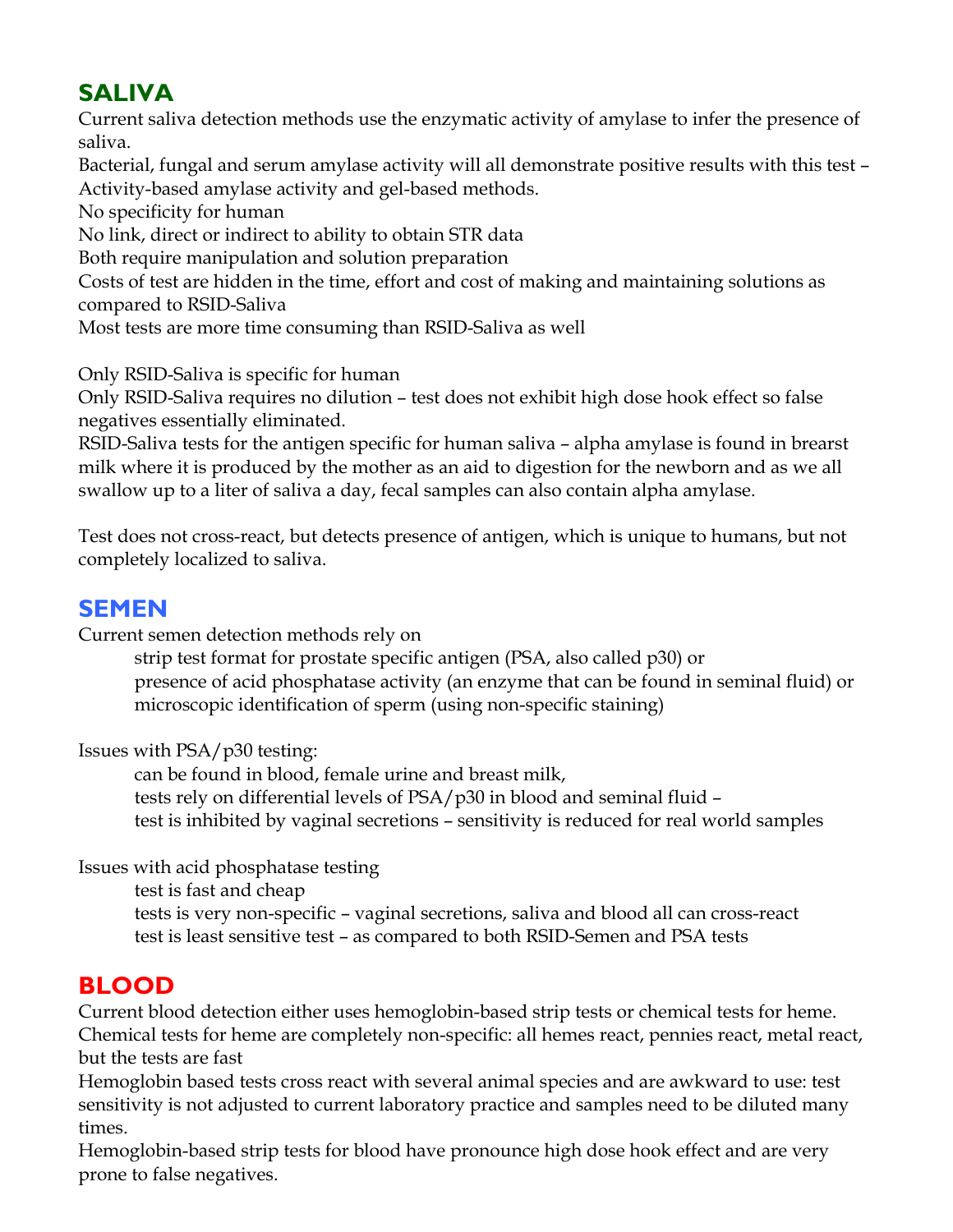## SALIVA

Current saliva detection methods use the enzymatic activity of amylase to infer the presence of saliva.

Bacterial, fungal and serum amylase activity will all demonstrate positive results with this test – Activity-based amylase activity and gel-based methods.

No specificity for human

No link, direct or indirect to ability to obtain STR data

Both require manipulation and solution preparation

Costs of test are hidden in the time, effort and cost of making and maintaining solutions as compared to RSID-Saliva

Most tests are more time consuming than RSID-Saliva as well

Only RSID-Saliva is specific for human

Only RSID-Saliva requires no dilution – test does not exhibit high dose hook effect so false negatives essentially eliminated.

RSID-Saliva tests for the antigen specific for human saliva – alpha amylase is found in brearst milk where it is produced by the mother as an aid to digestion for the newborn and as we all swallow up to a liter of saliva a day, fecal samples can also contain alpha amylase.

Test does not cross-react, but detects presence of antigen, which is unique to humans, but not completely localized to saliva.

## SEMEN

Current semen detection methods rely on

- strip test format for prostate specific antigen (PSA, also called p30) or
- presence of acid phosphatase activity (an enzyme that can be found in seminal fluid) or
- microscopic identification of sperm (using non-specific staining)

Issues with PSA/p30 testing:

- can be found in blood, female urine and breast milk,
- tests rely on differential levels of PSA/p30 in blood and seminal fluid –
- test is inhibited by vaginal secretions – sensitivity is reduced for real world samples

Issues with acid phosphatase testing

- test is fast and cheap
- tests is very non-specific – vaginal secretions, saliva and blood all can cross-react
- test is least sensitive test – as compared to both RSID-Semen and PSA tests

## BLOOD

Current blood detection either uses hemoglobin-based strip tests or chemical tests for heme.

Chemical tests for heme are completely non-specific: all hemes react, pennies react, metal react, but the tests are fast

Hemoglobin based tests cross react with several animal species and are awkward to use: test sensitivity is not adjusted to current laboratory practice and samples need to be diluted many times.

Hemoglobin-based strip tests for blood have pronounce high dose hook effect and are very prone to false negatives.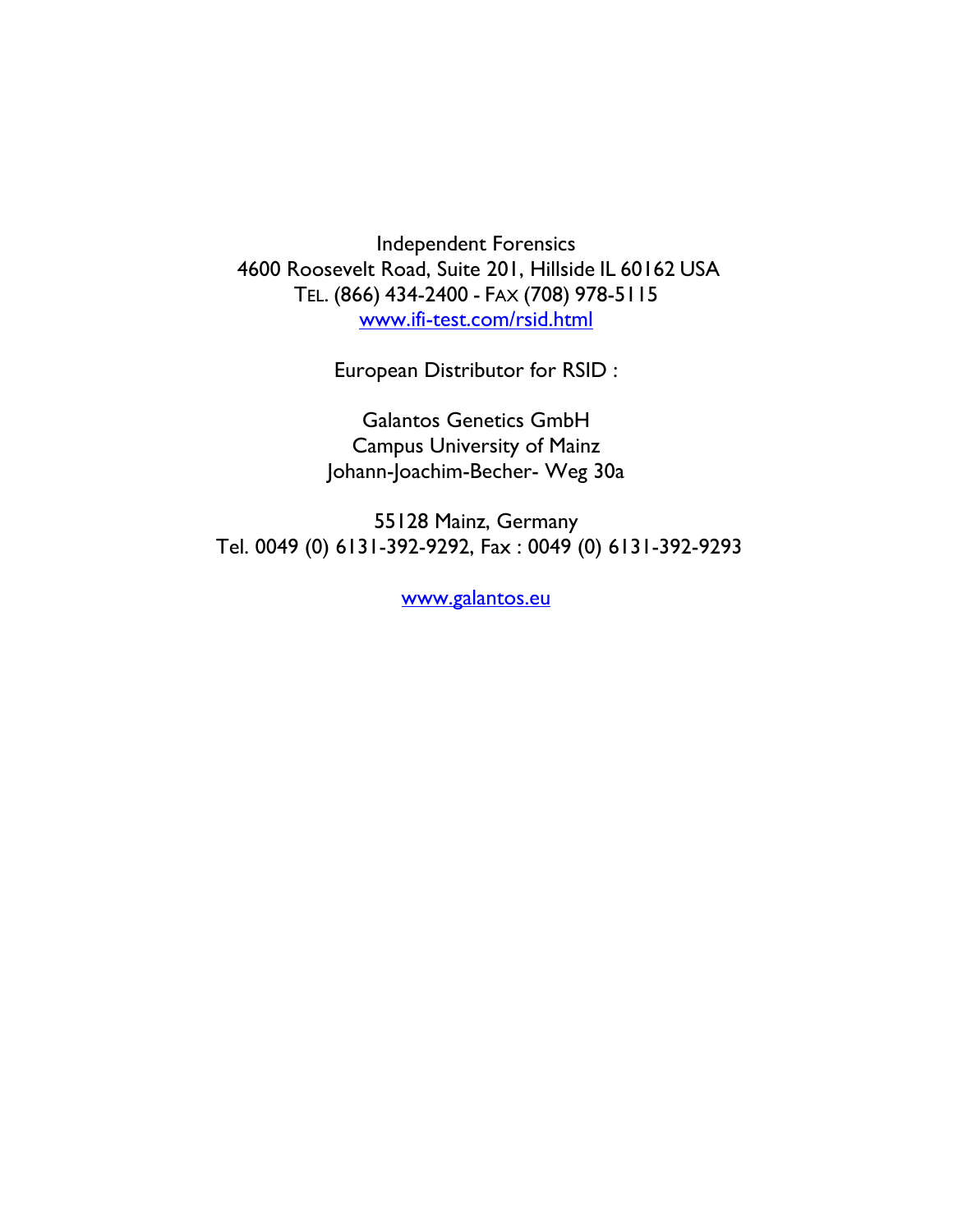Independent Forensics
4600 Roosevelt Road, Suite 201, Hillside IL 60162 USA
TEL. (866) 434-2400 - FAX (708) 978-5115
www.ifi-test.com/rsid.html

European Distributor for RSID :

Galantos Genetics GmbH
Campus University of Mainz
Johann-Joachim-Becher- Weg 30a

55128 Mainz, Germany
Tel. 0049 (0) 6131-392-9292, Fax : 0049 (0) 6131-392-9293

www.galantos.eu